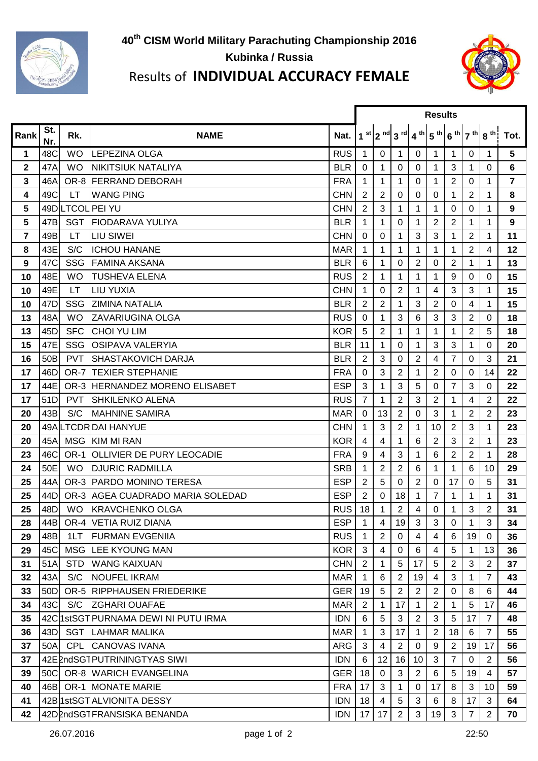# 40th CISM World Military Parachuting Championship 2016

## Kubinka / Russia

## Results of **INDIVIDUAL ACCURACY FEMALE**

| Rank | St. Nr. | Rk. | NAME | Nat. | Results | | | | | | | | |
|---|---|---|---|---|---|---|---|---|---|---|---|---|---|
| | | | | | 1 st | 2 nd | 3 rd | 4 th | 5 th | 6 th | 7 th | 8 th | Tot. |
| 1 | 48C | WO | LEPEZINA OLGA | RUS | 1 | 0 | 1 | 0 | 1 | 1 | 0 | 1 | 5 |
| 2 | 47A | WO | NIKITSIUK NATALIYA | BLR | 0 | 1 | 0 | 0 | 1 | 3 | 1 | 0 | 6 |
| 3 | 46A | OR-8 | FERRAND DEBORAH | FRA | 1 | 1 | 1 | 0 | 1 | 2 | 0 | 1 | 7 |
| 4 | 49C | LT | WANG PING | CHN | 2 | 2 | 0 | 0 | 0 | 1 | 2 | 1 | 8 |
| 5 | 49D | LTCOL | PEI YU | CHN | 2 | 3 | 1 | 1 | 1 | 0 | 0 | 1 | 9 |
| 5 | 47B | SGT | FIODARAVA YULIYA | BLR | 1 | 1 | 0 | 1 | 2 | 2 | 1 | 1 | 9 |
| 7 | 49B | LT | LIU SIWEI | CHN | 0 | 0 | 1 | 3 | 3 | 1 | 2 | 1 | 11 |
| 8 | 43E | S/C | ICHOU HANANE | MAR | 1 | 1 | 1 | 1 | 1 | 1 | 2 | 4 | 12 |
| 9 | 47C | SSG | FAMINA AKSANA | BLR | 6 | 1 | 0 | 2 | 0 | 2 | 1 | 1 | 13 |
| 10 | 48E | WO | TUSHEVA ELENA | RUS | 2 | 1 | 1 | 1 | 1 | 9 | 0 | 0 | 15 |
| 10 | 49E | LT | LIU YUXIA | CHN | 1 | 0 | 2 | 1 | 4 | 3 | 3 | 1 | 15 |
| 10 | 47D | SSG | ZIMINA NATALIA | BLR | 2 | 2 | 1 | 3 | 2 | 0 | 4 | 1 | 15 |
| 13 | 48A | WO | ZAVARIUGINA OLGA | RUS | 0 | 1 | 3 | 6 | 3 | 3 | 2 | 0 | 18 |
| 13 | 45D | SFC | CHOI YU LIM | KOR | 5 | 2 | 1 | 1 | 1 | 1 | 2 | 5 | 18 |
| 15 | 47E | SSG | OSIPAVA VALERYIA | BLR | 11 | 1 | 0 | 1 | 3 | 3 | 1 | 0 | 20 |
| 16 | 50B | PVT | SHASTAKOVICH DARJA | BLR | 2 | 3 | 0 | 2 | 4 | 7 | 0 | 3 | 21 |
| 17 | 46D | OR-7 | TEXIER STEPHANIE | FRA | 0 | 3 | 2 | 1 | 2 | 0 | 0 | 14 | 22 |
| 17 | 44E | OR-3 | HERNANDEZ MORENO ELISABET | ESP | 3 | 1 | 3 | 5 | 0 | 7 | 3 | 0 | 22 |
| 17 | 51D | PVT | SHKILENKO ALENA | RUS | 7 | 1 | 2 | 3 | 2 | 1 | 4 | 2 | 22 |
| 20 | 43B | S/C | MAHNINE SAMIRA | MAR | 0 | 13 | 2 | 0 | 3 | 1 | 2 | 2 | 23 |
| 20 | 49A | LTCDR | DAI HANYUE | CHN | 1 | 3 | 2 | 1 | 10 | 2 | 3 | 1 | 23 |
| 20 | 45A | MSG | KIM MI RAN | KOR | 4 | 4 | 1 | 6 | 2 | 3 | 2 | 1 | 23 |
| 23 | 46C | OR-1 | OLLIVIER DE PURY LEOCADIE | FRA | 9 | 4 | 3 | 1 | 6 | 2 | 2 | 1 | 28 |
| 24 | 50E | WO | DJURIC RADMILLA | SRB | 1 | 2 | 2 | 6 | 1 | 1 | 6 | 10 | 29 |
| 25 | 44A | OR-3 | PARDO MONINO TERESA | ESP | 2 | 5 | 0 | 2 | 0 | 17 | 0 | 5 | 31 |
| 25 | 44D | OR-3 | AGEA CUADRADO MARIA SOLEDAD | ESP | 2 | 0 | 18 | 1 | 7 | 1 | 1 | 1 | 31 |
| 25 | 48D | WO | KRAVCHENKO OLGA | RUS | 18 | 1 | 2 | 4 | 0 | 1 | 3 | 2 | 31 |
| 28 | 44B | OR-4 | VETIA RUIZ DIANA | ESP | 1 | 4 | 19 | 3 | 3 | 0 | 1 | 3 | 34 |
| 29 | 48B | 1LT | FURMAN EVGENIIA | RUS | 1 | 2 | 0 | 4 | 4 | 6 | 19 | 0 | 36 |
| 29 | 45C | MSG | LEE KYOUNG MAN | KOR | 3 | 4 | 0 | 6 | 4 | 5 | 1 | 13 | 36 |
| 31 | 51A | STD | WANG KAIXUAN | CHN | 2 | 1 | 5 | 17 | 5 | 2 | 3 | 2 | 37 |
| 32 | 43A | S/C | NOUFEL IKRAM | MAR | 1 | 6 | 2 | 19 | 4 | 3 | 1 | 7 | 43 |
| 33 | 50D | OR-5 | RIPPHAUSEN FRIEDERIKE | GER | 19 | 5 | 2 | 2 | 2 | 0 | 8 | 6 | 44 |
| 34 | 43C | S/C | ZGHARI OUAFAE | MAR | 2 | 1 | 17 | 1 | 2 | 1 | 5 | 17 | 46 |
| 35 | 42C | 1stSGT | PURNAMA DEWI NI PUTU IRMA | IDN | 6 | 5 | 3 | 2 | 3 | 5 | 17 | 7 | 48 |
| 36 | 43D | SGT | LAHMAR MALIKA | MAR | 1 | 3 | 17 | 1 | 2 | 18 | 6 | 7 | 55 |
| 37 | 50A | CPL | CANOVAS IVANA | ARG | 3 | 4 | 2 | 0 | 9 | 2 | 19 | 17 | 56 |
| 37 | 42E | 2ndSGT | PUTRININGTYAS SIWI | IDN | 6 | 12 | 16 | 10 | 3 | 7 | 0 | 2 | 56 |
| 39 | 50C | OR-8 | WARICH EVANGELINA | GER | 18 | 0 | 3 | 2 | 6 | 5 | 19 | 4 | 57 |
| 40 | 46B | OR-1 | MONATE MARIE | FRA | 17 | 3 | 1 | 0 | 17 | 8 | 3 | 10 | 59 |
| 41 | 42B | 1stSGT | ALVIONITA DESSY | IDN | 18 | 4 | 5 | 3 | 6 | 8 | 17 | 3 | 64 |
| 42 | 42D | 2ndSGT | FRANSISKA BENANDA | IDN | 17 | 17 | 2 | 3 | 19 | 3 | 7 | 2 | 70 |

26.07.2016 22:50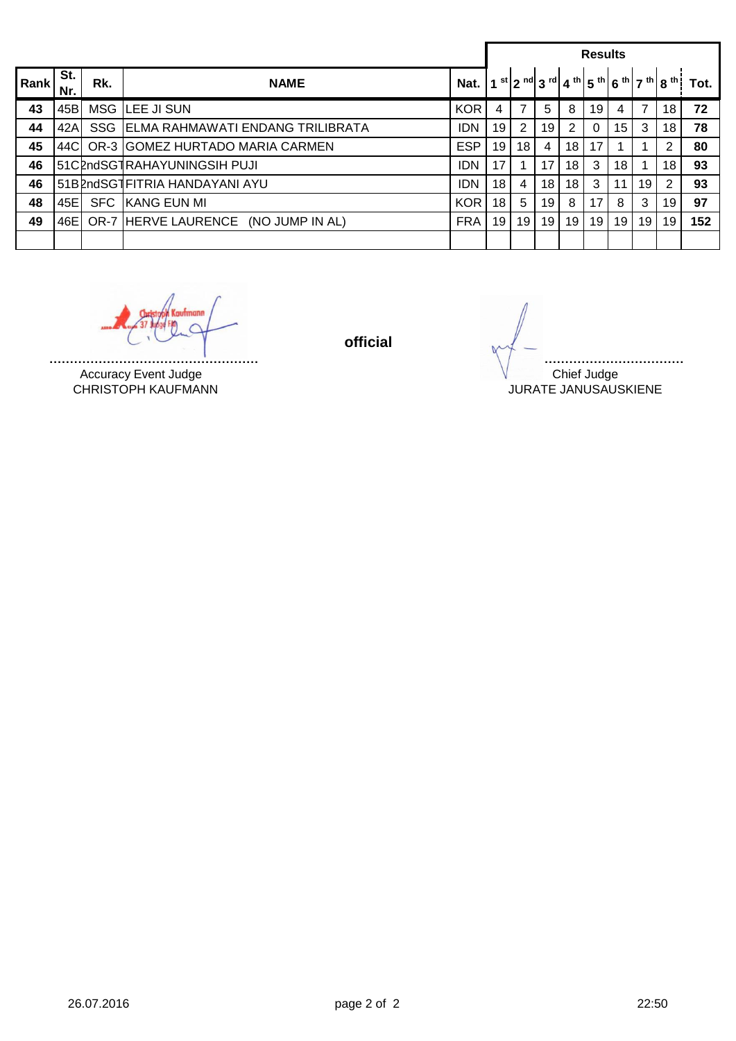| Rank | St. Nr. | Rk. | NAME | Nat. | Results | | | | | | | | |
|---|---|---|---|---|---|---|---|---|---|---|---|---|---|
| | | | | | 1 st | 2 nd | 3 rd | 4 th | 5 th | 6 th | 7 th | 8 th | Tot. |
| **43** | 45B | MSG | LEE JI SUN | KOR | 4 | 7 | 5 | 8 | 19 | 4 | 7 | 18 | **72** |
| **44** | 42A | SSG | ELMA RAHMAWATI ENDANG TRILIBRATA | IDN | 19 | 2 | 19 | 2 | 0 | 15 | 3 | 18 | **78** |
| **45** | 44C | OR-3 | GOMEZ HURTADO MARIA CARMEN | ESP | 19 | 18 | 4 | 18 | 17 | 1 | 1 | 2 | **80** |
| **46** | 51C | 2ndSGT | RAHAYUNINGSIH PUJI | IDN | 17 | 1 | 17 | 18 | 3 | 18 | 1 | 18 | **93** |
| **46** | 51B | 2ndSGT | FITRIA HANDAYANI AYU | IDN | 18 | 4 | 18 | 18 | 3 | 11 | 19 | 2 | **93** |
| **48** | 45E | SFC | KANG EUN MI | KOR | 18 | 5 | 19 | 8 | 17 | 8 | 3 | 19 | **97** |
| **49** | 46E | OR-7 | HERVE LAURENCE (NO JUMP IN AL) | FRA | 19 | 19 | 19 | 19 | 19 | 19 | 19 | 19 | **152** |
| | | | | | | | | | | | | | |

**official**

..................................................
Accuracy Event Judge
CHRISTOPH KAUFMANN

..................................
Chief Judge
JURATE JANUSAUSKIENE

26.07.2016 22:50